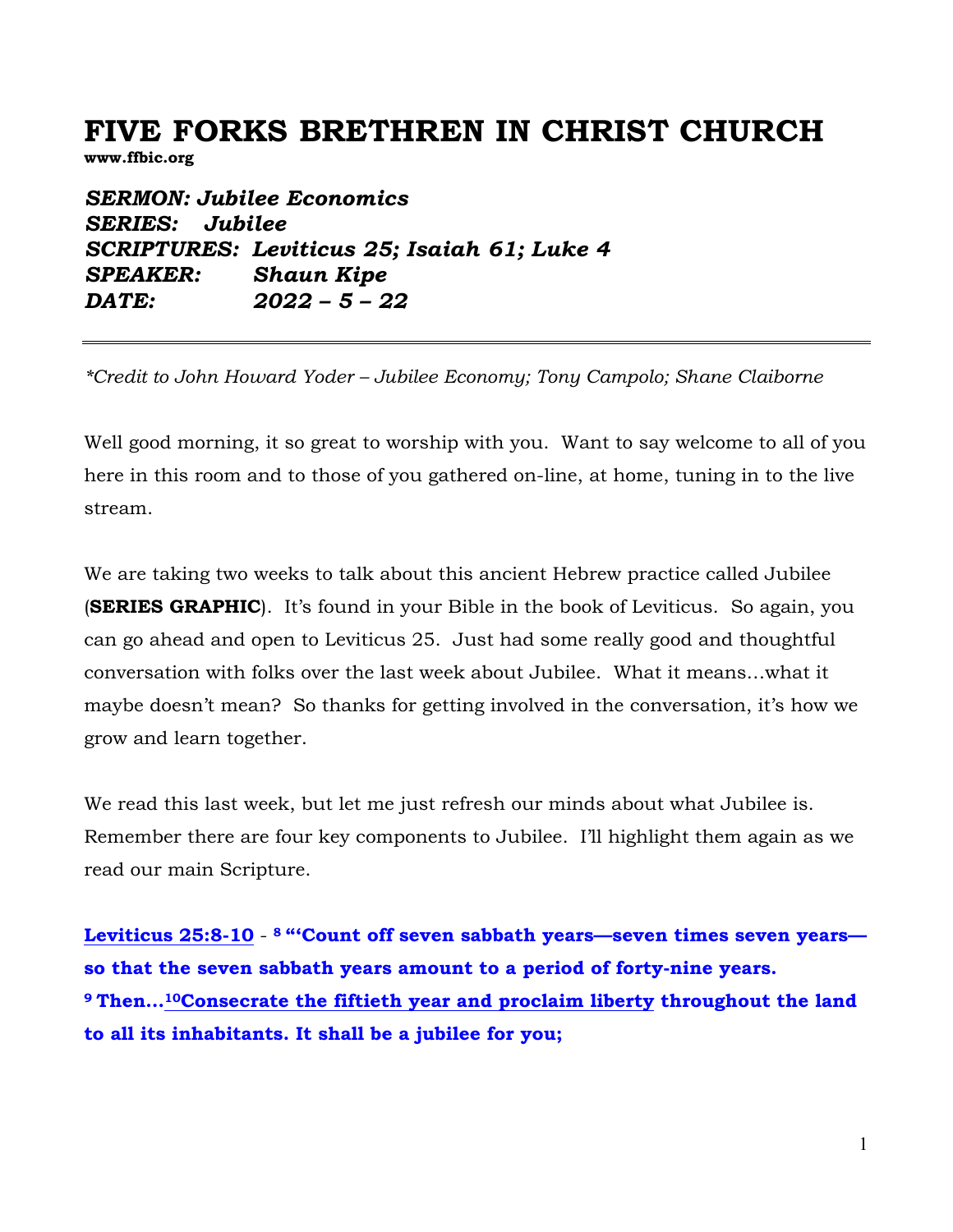# FIVE FORKS BRETHREN IN CHRIST CHURCH

**www.ffbic.org**

***SERMON: Jubilee Economics***
***SERIES: Jubilee***
***SCRIPTURES: Leviticus 25; Isaiah 61; Luke 4***
***SPEAKER: Shaun Kipe***
***DATE: 2022 – 5 – 22***

---

*\*Credit to John Howard Yoder – Jubilee Economy; Tony Campolo; Shane Claiborne*

Well good morning, it so great to worship with you. Want to say welcome to all of you here in this room and to those of you gathered on-line, at home, tuning in to the live stream.

We are taking two weeks to talk about this ancient Hebrew practice called Jubilee (**SERIES GRAPHIC**). It's found in your Bible in the book of Leviticus. So again, you can go ahead and open to Leviticus 25. Just had some really good and thoughtful conversation with folks over the last week about Jubilee. What it means…what it maybe doesn't mean? So thanks for getting involved in the conversation, it's how we grow and learn together.

We read this last week, but let me just refresh our minds about what Jubilee is. Remember there are four key components to Jubilee. I'll highlight them again as we read our main Scripture.

**Leviticus 25:8-10** - **[8] "'Count off seven sabbath years—seven times seven years—so that the seven sabbath years amount to a period of forty-nine years. [9] Then…[10]Consecrate the fiftieth year and proclaim liberty throughout the land to all its inhabitants. It shall be a jubilee for you;**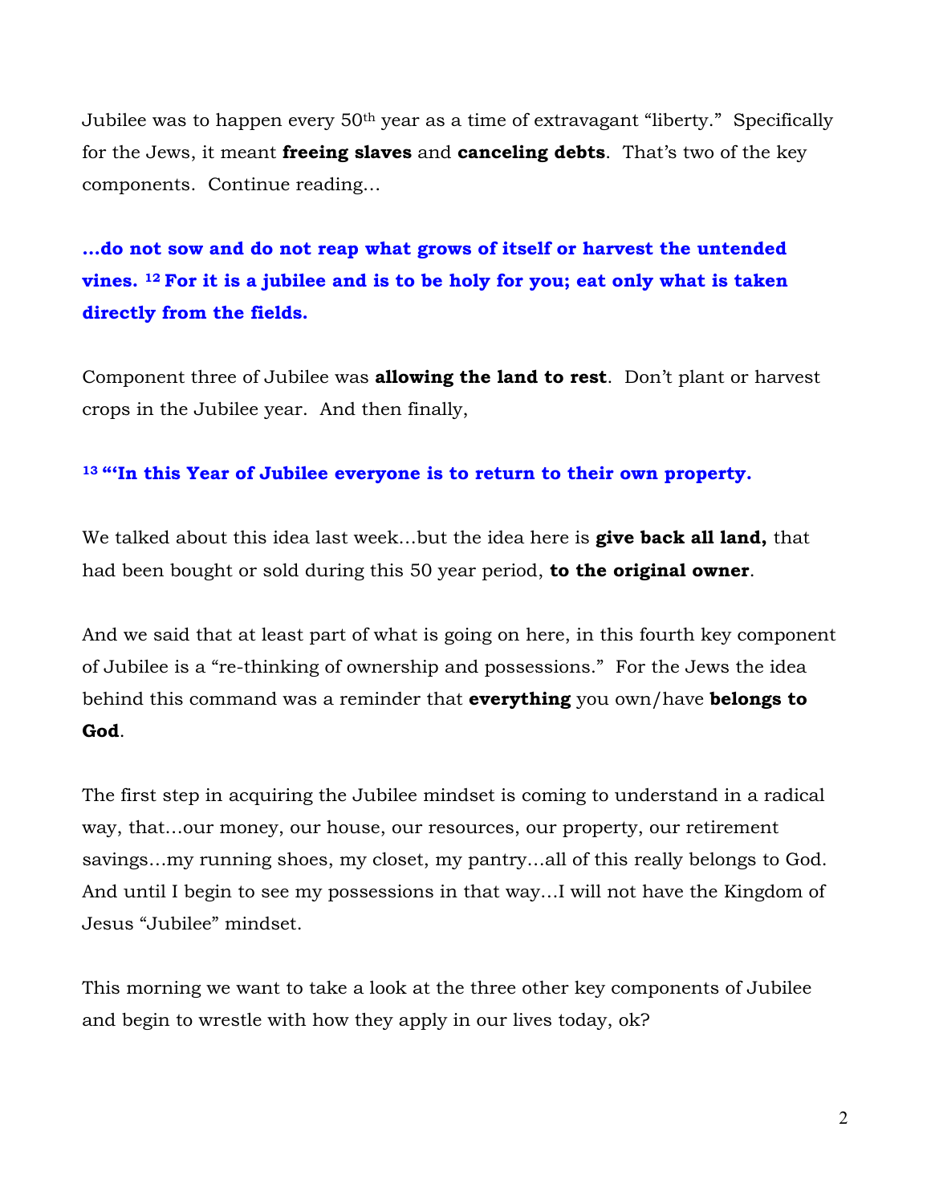Jubilee was to happen every 50th year as a time of extravagant "liberty." Specifically for the Jews, it meant **freeing slaves** and **canceling debts**. That's two of the key components. Continue reading…

**…do not sow and do not reap what grows of itself or harvest the untended vines. [12] For it is a jubilee and is to be holy for you; eat only what is taken directly from the fields.**

Component three of Jubilee was **allowing the land to rest**. Don't plant or harvest crops in the Jubilee year. And then finally,

**[13] "'In this Year of Jubilee everyone is to return to their own property.**

We talked about this idea last week…but the idea here is **give back all land,** that had been bought or sold during this 50 year period, **to the original owner**.

And we said that at least part of what is going on here, in this fourth key component of Jubilee is a "re-thinking of ownership and possessions." For the Jews the idea behind this command was a reminder that **everything** you own/have **belongs to God**.

The first step in acquiring the Jubilee mindset is coming to understand in a radical way, that…our money, our house, our resources, our property, our retirement savings…my running shoes, my closet, my pantry…all of this really belongs to God. And until I begin to see my possessions in that way…I will not have the Kingdom of Jesus "Jubilee" mindset.

This morning we want to take a look at the three other key components of Jubilee and begin to wrestle with how they apply in our lives today, ok?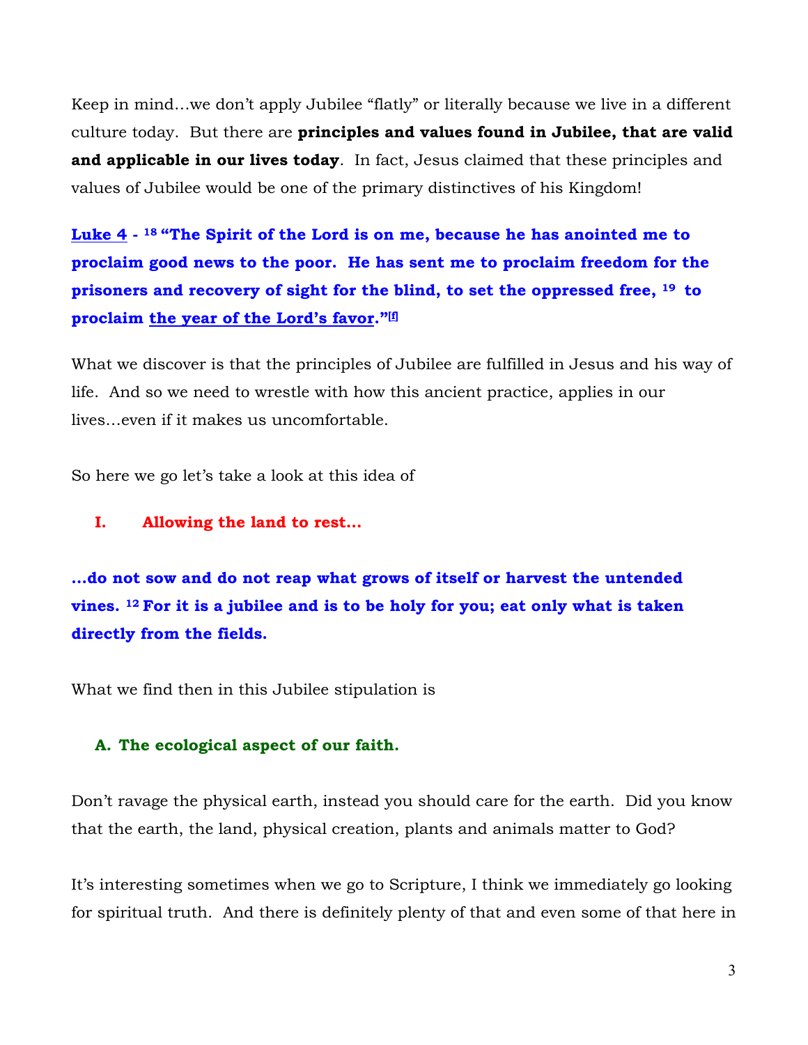Keep in mind…we don't apply Jubilee "flatly" or literally because we live in a different culture today. But there are **principles and values found in Jubilee, that are valid and applicable in our lives today**. In fact, Jesus claimed that these principles and values of Jubilee would be one of the primary distinctives of his Kingdom!

**Luke 4 - [18] "The Spirit of the Lord is on me, because he has anointed me to proclaim good news to the poor. He has sent me to proclaim freedom for the prisoners and recovery of sight for the blind, to set the oppressed free, [19] to proclaim the year of the Lord's favor."[f]**

What we discover is that the principles of Jubilee are fulfilled in Jesus and his way of life. And so we need to wrestle with how this ancient practice, applies in our lives…even if it makes us uncomfortable.

So here we go let's take a look at this idea of

## I. Allowing the land to rest…

**…do not sow and do not reap what grows of itself or harvest the untended vines. [12] For it is a jubilee and is to be holy for you; eat only what is taken directly from the fields.**

What we find then in this Jubilee stipulation is

### A. The ecological aspect of our faith.

Don't ravage the physical earth, instead you should care for the earth. Did you know that the earth, the land, physical creation, plants and animals matter to God?

It's interesting sometimes when we go to Scripture, I think we immediately go looking for spiritual truth. And there is definitely plenty of that and even some of that here in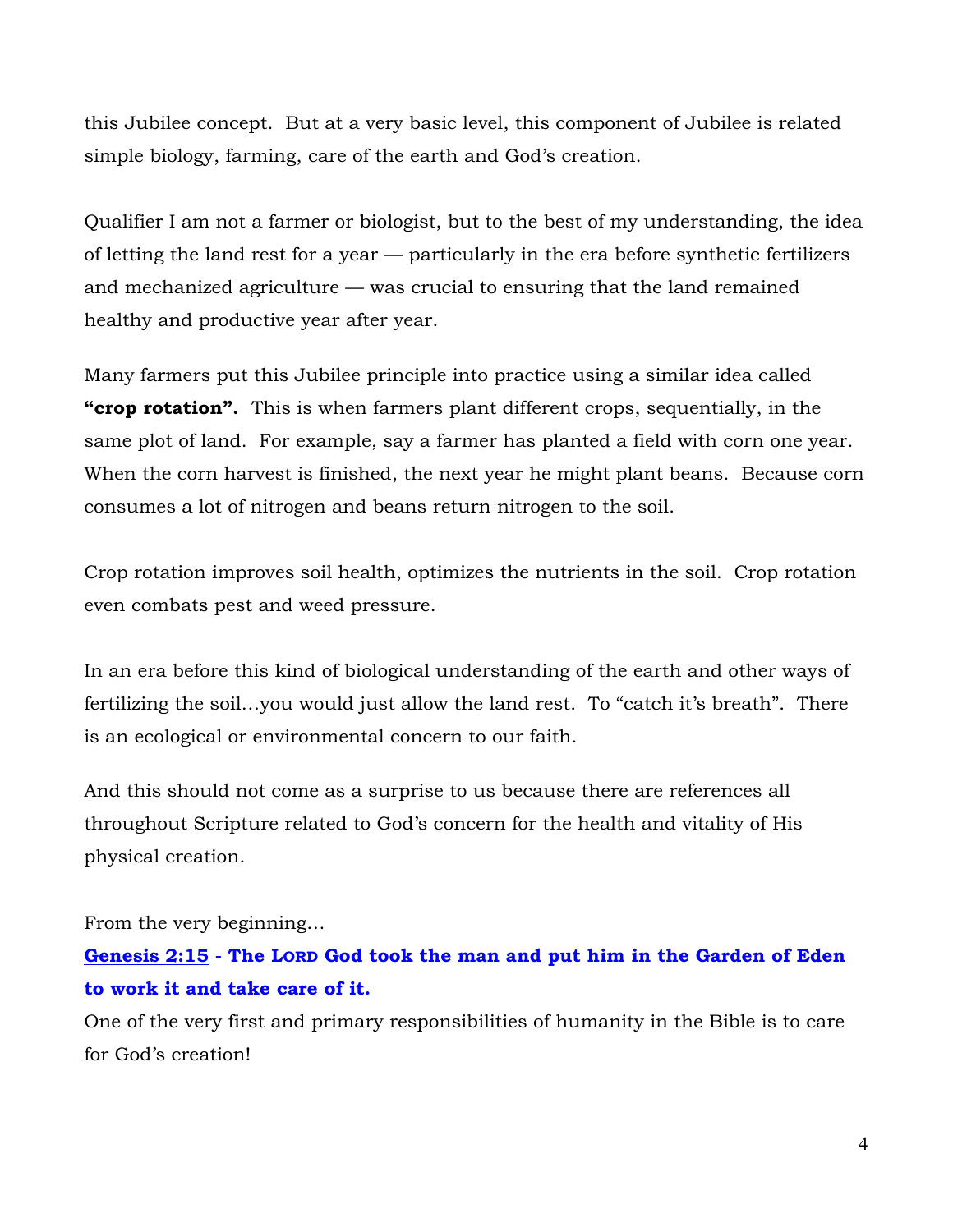this Jubilee concept. But at a very basic level, this component of Jubilee is related simple biology, farming, care of the earth and God's creation.

Qualifier I am not a farmer or biologist, but to the best of my understanding, the idea of letting the land rest for a year — particularly in the era before synthetic fertilizers and mechanized agriculture — was crucial to ensuring that the land remained healthy and productive year after year.

Many farmers put this Jubilee principle into practice using a similar idea called **"crop rotation".** This is when farmers plant different crops, sequentially, in the same plot of land. For example, say a farmer has planted a field with corn one year. When the corn harvest is finished, the next year he might plant beans. Because corn consumes a lot of nitrogen and beans return nitrogen to the soil.

Crop rotation improves soil health, optimizes the nutrients in the soil. Crop rotation even combats pest and weed pressure.

In an era before this kind of biological understanding of the earth and other ways of fertilizing the soil…you would just allow the land rest. To "catch it's breath". There is an ecological or environmental concern to our faith.

And this should not come as a surprise to us because there are references all throughout Scripture related to God's concern for the health and vitality of His physical creation.

From the very beginning…

**[Genesis 2:15](#) - The LORD God took the man and put him in the Garden of Eden to work it and take care of it.**

One of the very first and primary responsibilities of humanity in the Bible is to care for God's creation!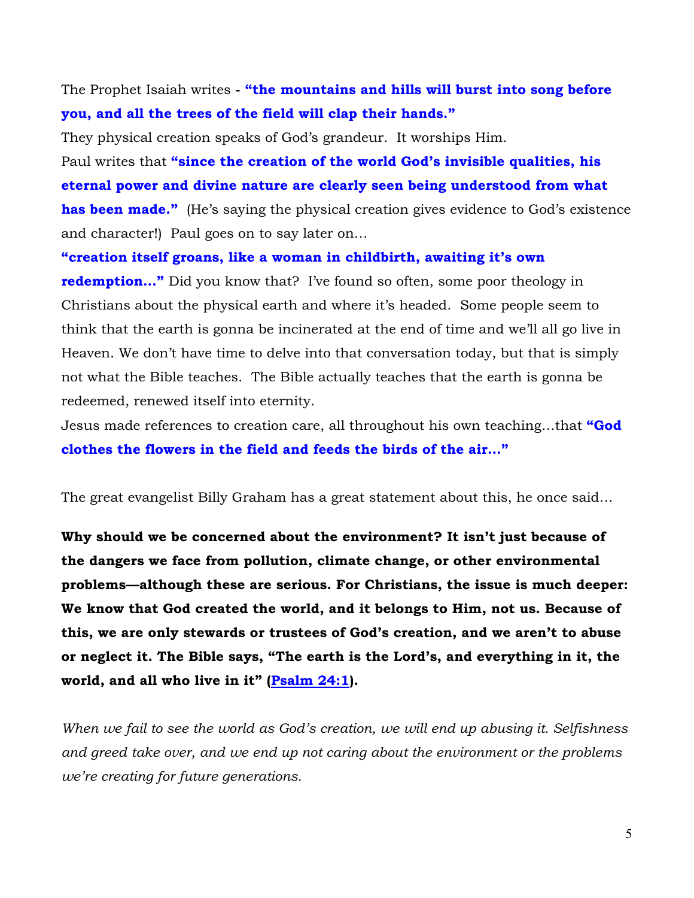The Prophet Isaiah writes **- "the mountains and hills will burst into song before you, and all the trees of the field will clap their hands."**

They physical creation speaks of God's grandeur. It worships Him.

Paul writes that **"since the creation of the world God's invisible qualities, his eternal power and divine nature are clearly seen being understood from what has been made."** (He's saying the physical creation gives evidence to God's existence and character!) Paul goes on to say later on…

**"creation itself groans, like a woman in childbirth, awaiting it's own redemption…"** Did you know that? I've found so often, some poor theology in Christians about the physical earth and where it's headed. Some people seem to think that the earth is gonna be incinerated at the end of time and we'll all go live in Heaven. We don't have time to delve into that conversation today, but that is simply not what the Bible teaches. The Bible actually teaches that the earth is gonna be redeemed, renewed itself into eternity.

Jesus made references to creation care, all throughout his own teaching…that **"God clothes the flowers in the field and feeds the birds of the air…"**

The great evangelist Billy Graham has a great statement about this, he once said…

**Why should we be concerned about the environment? It isn't just because of the dangers we face from pollution, climate change, or other environmental problems—although these are serious. For Christians, the issue is much deeper: We know that God created the world, and it belongs to Him, not us. Because of this, we are only stewards or trustees of God's creation, and we aren't to abuse or neglect it. The Bible says, "The earth is the Lord's, and everything in it, the world, and all who live in it" (Psalm 24:1).**

*When we fail to see the world as God's creation, we will end up abusing it. Selfishness and greed take over, and we end up not caring about the environment or the problems we're creating for future generations.*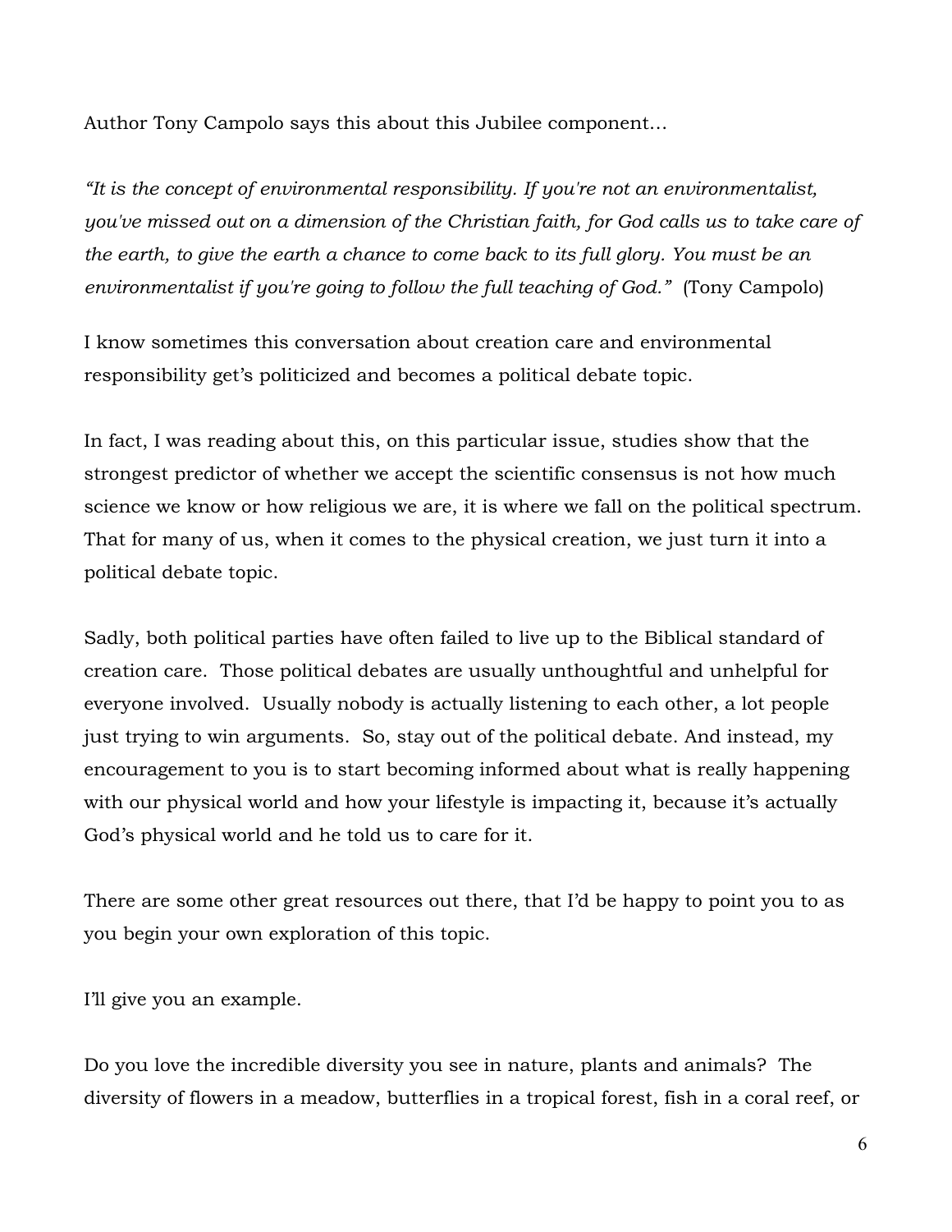Author Tony Campolo says this about this Jubilee component…

*"It is the concept of environmental responsibility. If you're not an environmentalist, you've missed out on a dimension of the Christian faith, for God calls us to take care of the earth, to give the earth a chance to come back to its full glory. You must be an environmentalist if you're going to follow the full teaching of God."* (Tony Campolo)

I know sometimes this conversation about creation care and environmental responsibility get's politicized and becomes a political debate topic.

In fact, I was reading about this, on this particular issue, studies show that the strongest predictor of whether we accept the scientific consensus is not how much science we know or how religious we are, it is where we fall on the political spectrum. That for many of us, when it comes to the physical creation, we just turn it into a political debate topic.

Sadly, both political parties have often failed to live up to the Biblical standard of creation care. Those political debates are usually unthoughtful and unhelpful for everyone involved. Usually nobody is actually listening to each other, a lot people just trying to win arguments. So, stay out of the political debate. And instead, my encouragement to you is to start becoming informed about what is really happening with our physical world and how your lifestyle is impacting it, because it's actually God's physical world and he told us to care for it.

There are some other great resources out there, that I'd be happy to point you to as you begin your own exploration of this topic.

I'll give you an example.

Do you love the incredible diversity you see in nature, plants and animals? The diversity of flowers in a meadow, butterflies in a tropical forest, fish in a coral reef, or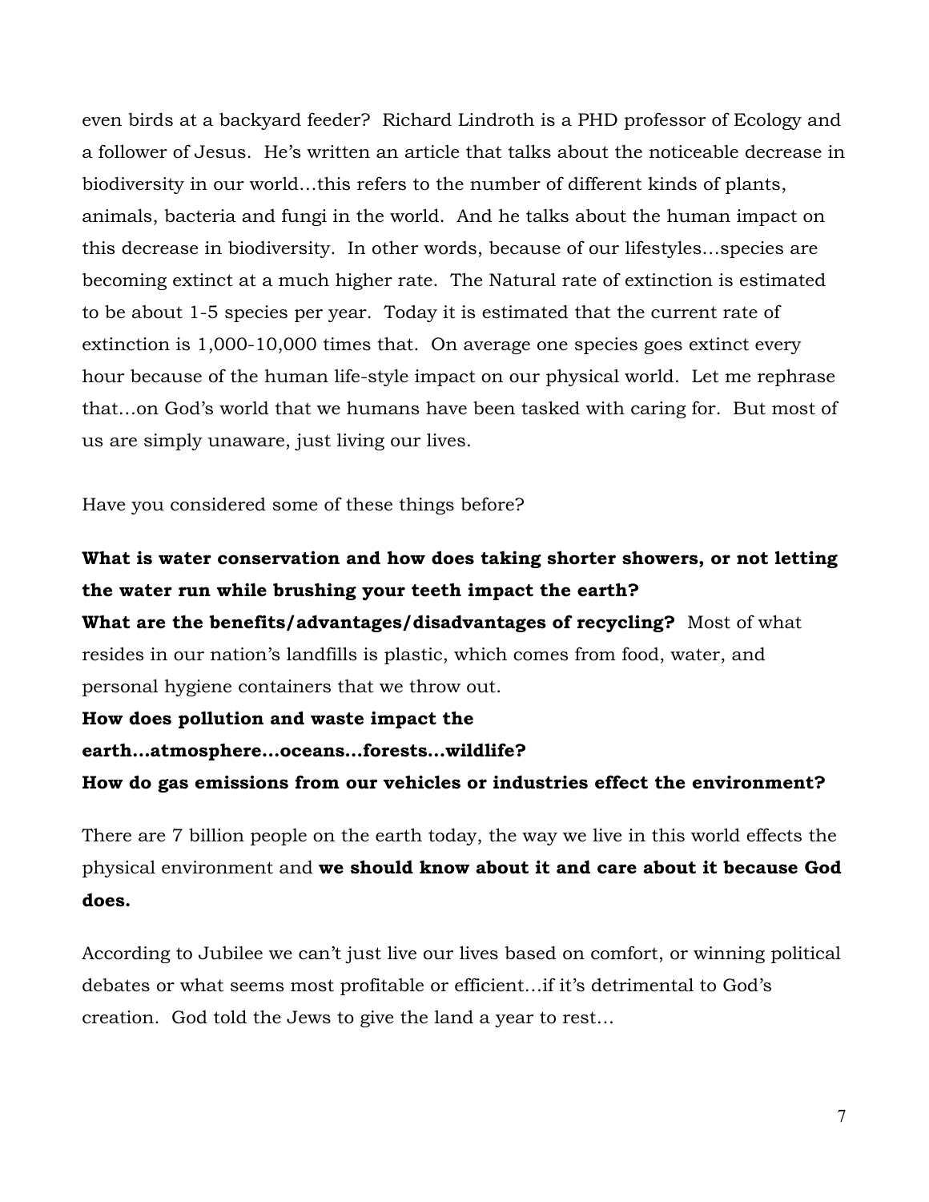even birds at a backyard feeder? Richard Lindroth is a PHD professor of Ecology and a follower of Jesus. He's written an article that talks about the noticeable decrease in biodiversity in our world…this refers to the number of different kinds of plants, animals, bacteria and fungi in the world. And he talks about the human impact on this decrease in biodiversity. In other words, because of our lifestyles…species are becoming extinct at a much higher rate. The Natural rate of extinction is estimated to be about 1-5 species per year. Today it is estimated that the current rate of extinction is 1,000-10,000 times that. On average one species goes extinct every hour because of the human life-style impact on our physical world. Let me rephrase that…on God's world that we humans have been tasked with caring for. But most of us are simply unaware, just living our lives.

Have you considered some of these things before?

**What is water conservation and how does taking shorter showers, or not letting the water run while brushing your teeth impact the earth?**
**What are the benefits/advantages/disadvantages of recycling?** Most of what resides in our nation's landfills is plastic, which comes from food, water, and personal hygiene containers that we throw out.
**How does pollution and waste impact the earth…atmosphere…oceans…forests…wildlife?**
**How do gas emissions from our vehicles or industries effect the environment?**

There are 7 billion people on the earth today, the way we live in this world effects the physical environment and **we should know about it and care about it because God does.**

According to Jubilee we can't just live our lives based on comfort, or winning political debates or what seems most profitable or efficient…if it's detrimental to God's creation. God told the Jews to give the land a year to rest…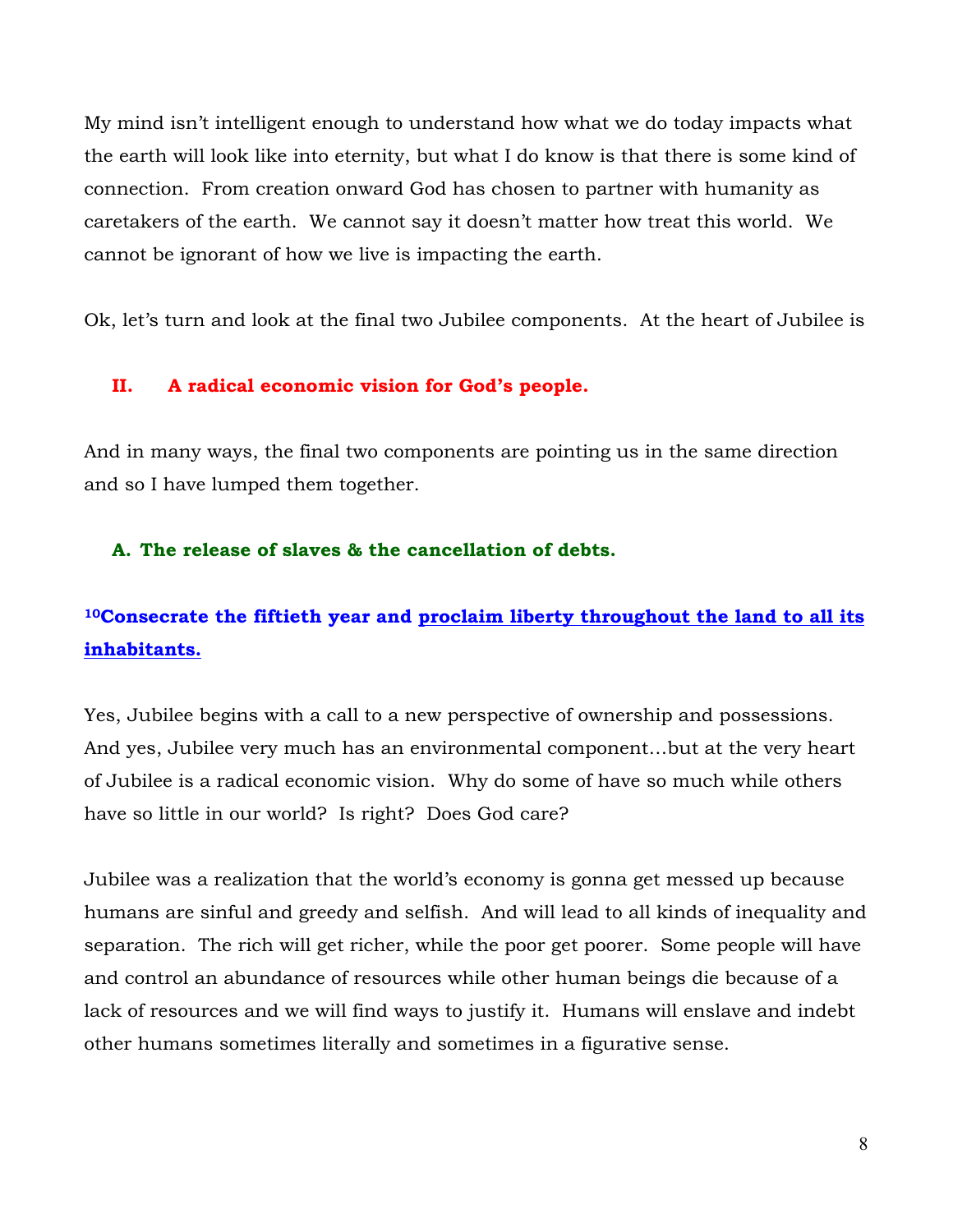My mind isn't intelligent enough to understand how what we do today impacts what the earth will look like into eternity, but what I do know is that there is some kind of connection. From creation onward God has chosen to partner with humanity as caretakers of the earth. We cannot say it doesn't matter how treat this world. We cannot be ignorant of how we live is impacting the earth.

Ok, let's turn and look at the final two Jubilee components. At the heart of Jubilee is

## II. A radical economic vision for God's people.

And in many ways, the final two components are pointing us in the same direction and so I have lumped them together.

### A. The release of slaves & the cancellation of debts.

**[10]Consecrate the fiftieth year and <u>proclaim liberty throughout the land to all its inhabitants.</u>**

Yes, Jubilee begins with a call to a new perspective of ownership and possessions. And yes, Jubilee very much has an environmental component…but at the very heart of Jubilee is a radical economic vision. Why do some of have so much while others have so little in our world? Is right? Does God care?

Jubilee was a realization that the world's economy is gonna get messed up because humans are sinful and greedy and selfish. And will lead to all kinds of inequality and separation. The rich will get richer, while the poor get poorer. Some people will have and control an abundance of resources while other human beings die because of a lack of resources and we will find ways to justify it. Humans will enslave and indebt other humans sometimes literally and sometimes in a figurative sense.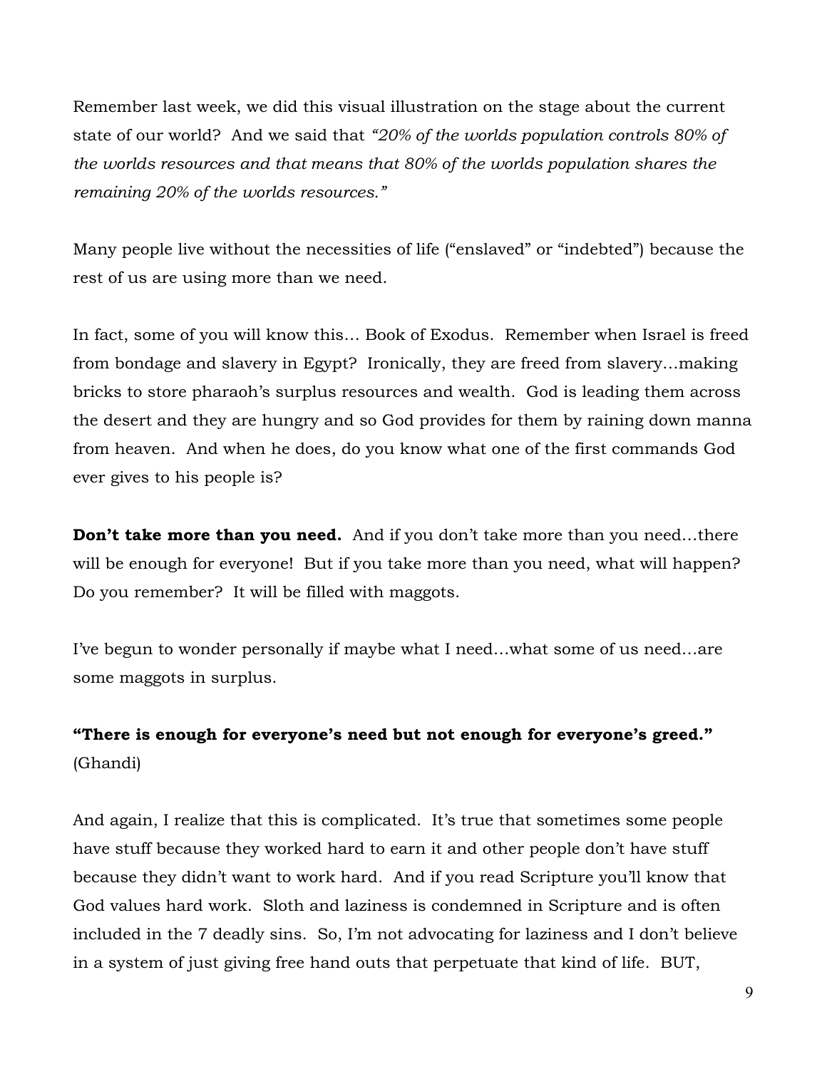Remember last week, we did this visual illustration on the stage about the current state of our world? And we said that *"20% of the worlds population controls 80% of the worlds resources and that means that 80% of the worlds population shares the remaining 20% of the worlds resources."*

Many people live without the necessities of life ("enslaved" or "indebted") because the rest of us are using more than we need.

In fact, some of you will know this… Book of Exodus. Remember when Israel is freed from bondage and slavery in Egypt? Ironically, they are freed from slavery…making bricks to store pharaoh's surplus resources and wealth. God is leading them across the desert and they are hungry and so God provides for them by raining down manna from heaven. And when he does, do you know what one of the first commands God ever gives to his people is?

**Don't take more than you need.** And if you don't take more than you need…there will be enough for everyone! But if you take more than you need, what will happen? Do you remember? It will be filled with maggots.

I've begun to wonder personally if maybe what I need…what some of us need…are some maggots in surplus.

**"There is enough for everyone's need but not enough for everyone's greed."** (Ghandi)

And again, I realize that this is complicated. It's true that sometimes some people have stuff because they worked hard to earn it and other people don't have stuff because they didn't want to work hard. And if you read Scripture you'll know that God values hard work. Sloth and laziness is condemned in Scripture and is often included in the 7 deadly sins. So, I'm not advocating for laziness and I don't believe in a system of just giving free hand outs that perpetuate that kind of life. BUT,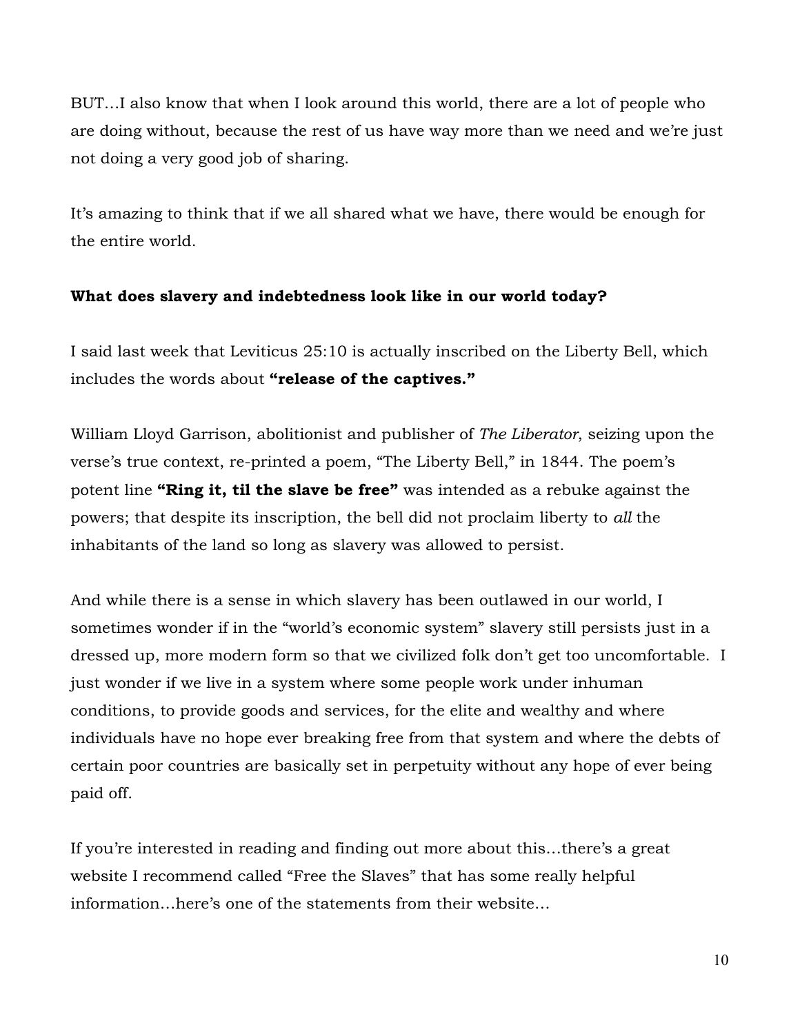BUT…I also know that when I look around this world, there are a lot of people who are doing without, because the rest of us have way more than we need and we're just not doing a very good job of sharing.

It's amazing to think that if we all shared what we have, there would be enough for the entire world.

**What does slavery and indebtedness look like in our world today?**

I said last week that Leviticus 25:10 is actually inscribed on the Liberty Bell, which includes the words about **"release of the captives."**

William Lloyd Garrison, abolitionist and publisher of *The Liberator*, seizing upon the verse's true context, re-printed a poem, "The Liberty Bell," in 1844. The poem's potent line **"Ring it, til the slave be free"** was intended as a rebuke against the powers; that despite its inscription, the bell did not proclaim liberty to *all* the inhabitants of the land so long as slavery was allowed to persist.

And while there is a sense in which slavery has been outlawed in our world, I sometimes wonder if in the "world's economic system" slavery still persists just in a dressed up, more modern form so that we civilized folk don't get too uncomfortable. I just wonder if we live in a system where some people work under inhuman conditions, to provide goods and services, for the elite and wealthy and where individuals have no hope ever breaking free from that system and where the debts of certain poor countries are basically set in perpetuity without any hope of ever being paid off.

If you're interested in reading and finding out more about this…there's a great website I recommend called "Free the Slaves" that has some really helpful information…here's one of the statements from their website…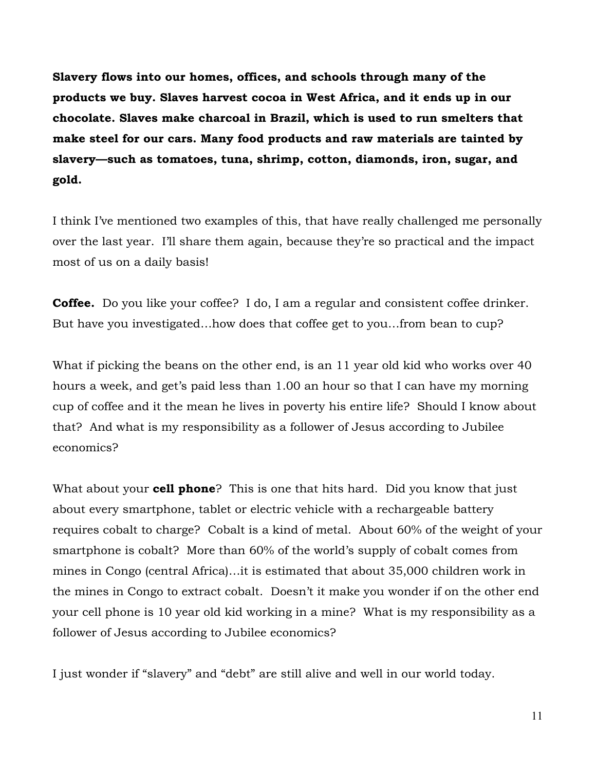**Slavery flows into our homes, offices, and schools through many of the products we buy. Slaves harvest cocoa in West Africa, and it ends up in our chocolate. Slaves make charcoal in Brazil, which is used to run smelters that make steel for our cars. Many food products and raw materials are tainted by slavery—such as tomatoes, tuna, shrimp, cotton, diamonds, iron, sugar, and gold.**

I think I've mentioned two examples of this, that have really challenged me personally over the last year. I'll share them again, because they're so practical and the impact most of us on a daily basis!

**Coffee.** Do you like your coffee? I do, I am a regular and consistent coffee drinker. But have you investigated…how does that coffee get to you…from bean to cup?

What if picking the beans on the other end, is an 11 year old kid who works over 40 hours a week, and get's paid less than 1.00 an hour so that I can have my morning cup of coffee and it the mean he lives in poverty his entire life? Should I know about that? And what is my responsibility as a follower of Jesus according to Jubilee economics?

What about your **cell phone**? This is one that hits hard. Did you know that just about every smartphone, tablet or electric vehicle with a rechargeable battery requires cobalt to charge? Cobalt is a kind of metal. About 60% of the weight of your smartphone is cobalt? More than 60% of the world's supply of cobalt comes from mines in Congo (central Africa)…it is estimated that about 35,000 children work in the mines in Congo to extract cobalt. Doesn't it make you wonder if on the other end your cell phone is 10 year old kid working in a mine? What is my responsibility as a follower of Jesus according to Jubilee economics?

I just wonder if "slavery" and "debt" are still alive and well in our world today.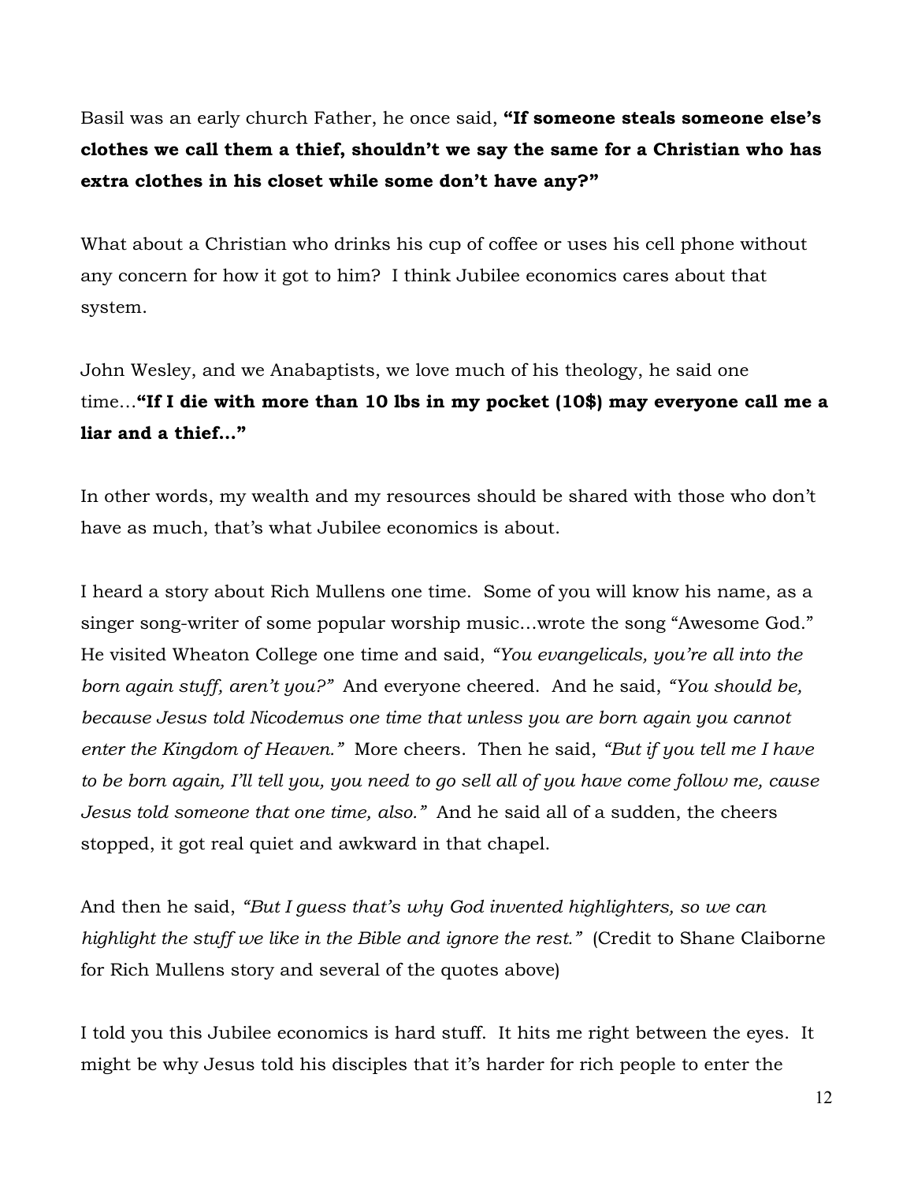Basil was an early church Father, he once said, **"If someone steals someone else's clothes we call them a thief, shouldn't we say the same for a Christian who has extra clothes in his closet while some don't have any?"**

What about a Christian who drinks his cup of coffee or uses his cell phone without any concern for how it got to him? I think Jubilee economics cares about that system.

John Wesley, and we Anabaptists, we love much of his theology, he said one time…**"If I die with more than 10 lbs in my pocket (10$) may everyone call me a liar and a thief…"**

In other words, my wealth and my resources should be shared with those who don't have as much, that's what Jubilee economics is about.

I heard a story about Rich Mullens one time. Some of you will know his name, as a singer song-writer of some popular worship music…wrote the song "Awesome God." He visited Wheaton College one time and said, *"You evangelicals, you're all into the born again stuff, aren't you?"* And everyone cheered. And he said, *"You should be, because Jesus told Nicodemus one time that unless you are born again you cannot enter the Kingdom of Heaven."* More cheers. Then he said, *"But if you tell me I have to be born again, I'll tell you, you need to go sell all of you have come follow me, cause Jesus told someone that one time, also."* And he said all of a sudden, the cheers stopped, it got real quiet and awkward in that chapel.

And then he said, *"But I guess that's why God invented highlighters, so we can highlight the stuff we like in the Bible and ignore the rest."* (Credit to Shane Claiborne for Rich Mullens story and several of the quotes above)

I told you this Jubilee economics is hard stuff. It hits me right between the eyes. It might be why Jesus told his disciples that it's harder for rich people to enter the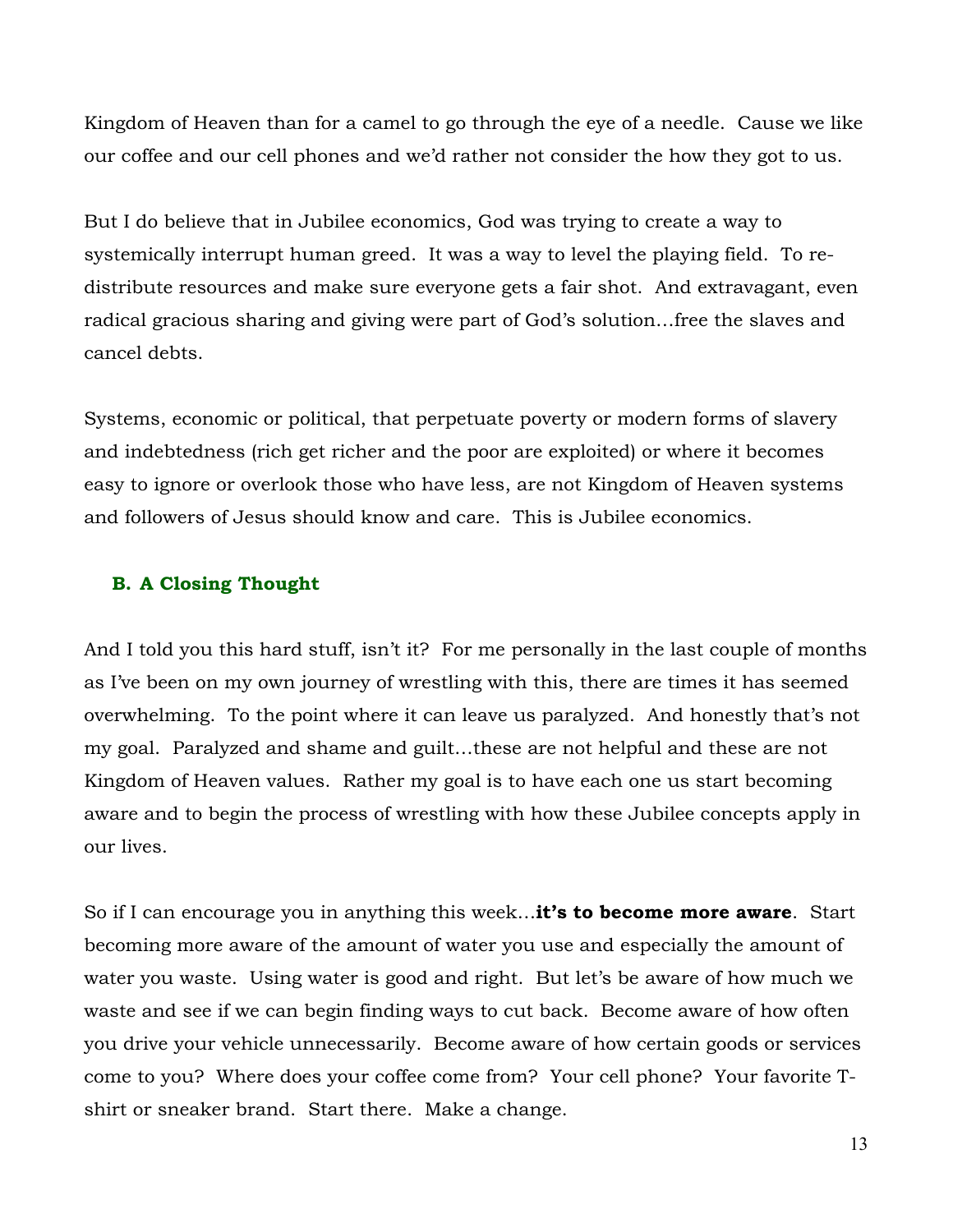Kingdom of Heaven than for a camel to go through the eye of a needle. Cause we like our coffee and our cell phones and we'd rather not consider the how they got to us.

But I do believe that in Jubilee economics, God was trying to create a way to systemically interrupt human greed. It was a way to level the playing field. To re-distribute resources and make sure everyone gets a fair shot. And extravagant, even radical gracious sharing and giving were part of God's solution…free the slaves and cancel debts.

Systems, economic or political, that perpetuate poverty or modern forms of slavery and indebtedness (rich get richer and the poor are exploited) or where it becomes easy to ignore or overlook those who have less, are not Kingdom of Heaven systems and followers of Jesus should know and care. This is Jubilee economics.

### B. A Closing Thought

And I told you this hard stuff, isn't it? For me personally in the last couple of months as I've been on my own journey of wrestling with this, there are times it has seemed overwhelming. To the point where it can leave us paralyzed. And honestly that's not my goal. Paralyzed and shame and guilt…these are not helpful and these are not Kingdom of Heaven values. Rather my goal is to have each one us start becoming aware and to begin the process of wrestling with how these Jubilee concepts apply in our lives.

So if I can encourage you in anything this week…**it's to become more aware**. Start becoming more aware of the amount of water you use and especially the amount of water you waste. Using water is good and right. But let's be aware of how much we waste and see if we can begin finding ways to cut back. Become aware of how often you drive your vehicle unnecessarily. Become aware of how certain goods or services come to you? Where does your coffee come from? Your cell phone? Your favorite T-shirt or sneaker brand. Start there. Make a change.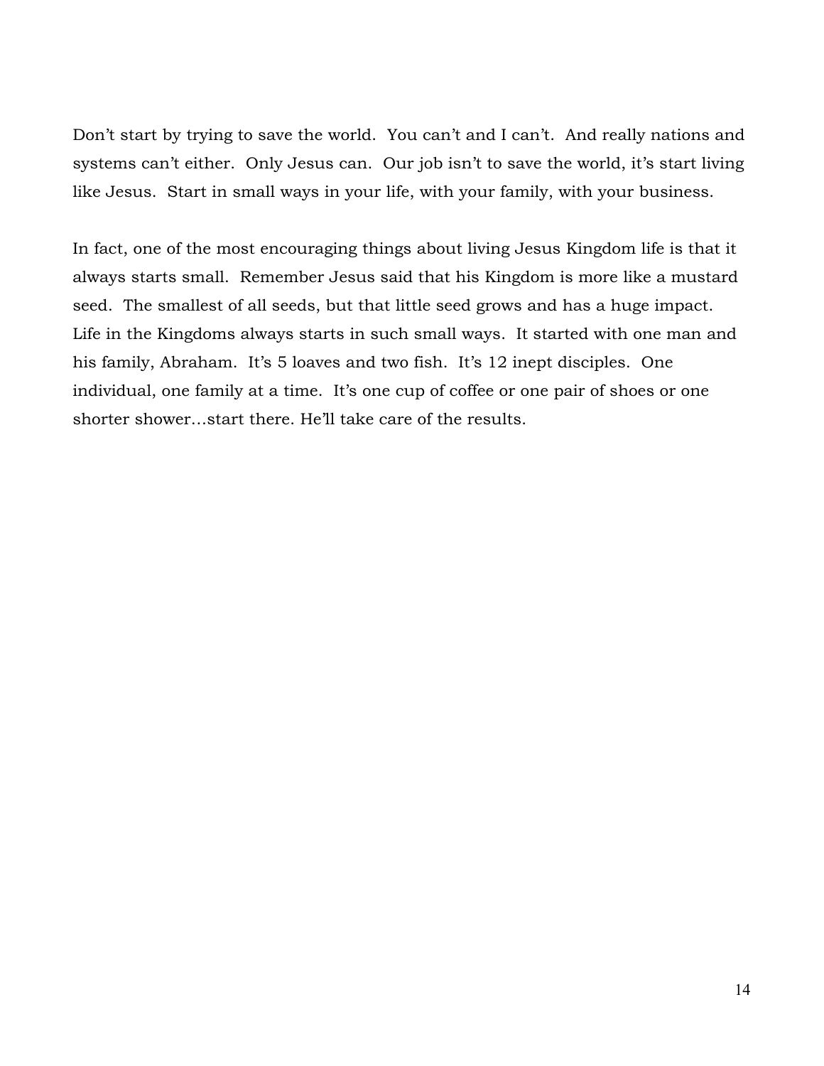Don't start by trying to save the world. You can't and I can't. And really nations and systems can't either. Only Jesus can. Our job isn't to save the world, it's start living like Jesus. Start in small ways in your life, with your family, with your business.

In fact, one of the most encouraging things about living Jesus Kingdom life is that it always starts small. Remember Jesus said that his Kingdom is more like a mustard seed. The smallest of all seeds, but that little seed grows and has a huge impact. Life in the Kingdoms always starts in such small ways. It started with one man and his family, Abraham. It's 5 loaves and two fish. It's 12 inept disciples. One individual, one family at a time. It's one cup of coffee or one pair of shoes or one shorter shower…start there. He'll take care of the results.